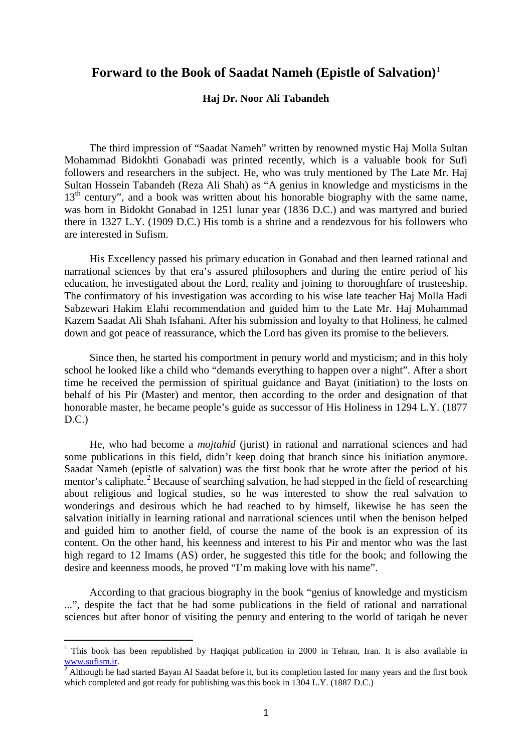# Forward to the Book of Saadat Nameh (Epistle of Salvation)[1]

**Haj Dr. Noor Ali Tabandeh**

The third impression of "Saadat Nameh" written by renowned mystic Haj Molla Sultan Mohammad Bidokhti Gonabadi was printed recently, which is a valuable book for Sufi followers and researchers in the subject. He, who was truly mentioned by The Late Mr. Haj Sultan Hossein Tabandeh (Reza Ali Shah) as "A genius in knowledge and mysticisms in the 13th century", and a book was written about his honorable biography with the same name, was born in Bidokht Gonabad in 1251 lunar year (1836 D.C.) and was martyred and buried there in 1327 L.Y. (1909 D.C.) His tomb is a shrine and a rendezvous for his followers who are interested in Sufism.

His Excellency passed his primary education in Gonabad and then learned rational and narrational sciences by that era's assured philosophers and during the entire period of his education, he investigated about the Lord, reality and joining to thoroughfare of trusteeship. The confirmatory of his investigation was according to his wise late teacher Haj Molla Hadi Sabzewari Hakim Elahi recommendation and guided him to the Late Mr. Haj Mohammad Kazem Saadat Ali Shah Isfahani. After his submission and loyalty to that Holiness, he calmed down and got peace of reassurance, which the Lord has given its promise to the believers.

Since then, he started his comportment in penury world and mysticism; and in this holy school he looked like a child who "demands everything to happen over a night". After a short time he received the permission of spiritual guidance and Bayat (initiation) to the losts on behalf of his Pir (Master) and mentor, then according to the order and designation of that honorable master, he became people's guide as successor of His Holiness in 1294 L.Y. (1877 D.C.)

He, who had become a *mojtahid* (jurist) in rational and narrational sciences and had some publications in this field, didn't keep doing that branch since his initiation anymore. Saadat Nameh (epistle of salvation) was the first book that he wrote after the period of his mentor's caliphate.[2] Because of searching salvation, he had stepped in the field of researching about religious and logical studies, so he was interested to show the real salvation to wonderings and desirous which he had reached to by himself, likewise he has seen the salvation initially in learning rational and narrational sciences until when the benison helped and guided him to another field, of course the name of the book is an expression of its content. On the other hand, his keenness and interest to his Pir and mentor who was the last high regard to 12 Imams (AS) order, he suggested this title for the book; and following the desire and keenness moods, he proved "I'm making love with his name".

According to that gracious biography in the book "genius of knowledge and mysticism ...", despite the fact that he had some publications in the field of rational and narrational sciences but after honor of visiting the penury and entering to the world of tariqah he never

---

[1] This book has been republished by Haqiqat publication in 2000 in Tehran, Iran. It is also available in www.sufism.ir.

[2] Although he had started Bayan Al Saadat before it, but its completion lasted for many years and the first book which completed and got ready for publishing was this book in 1304 L.Y. (1887 D.C.)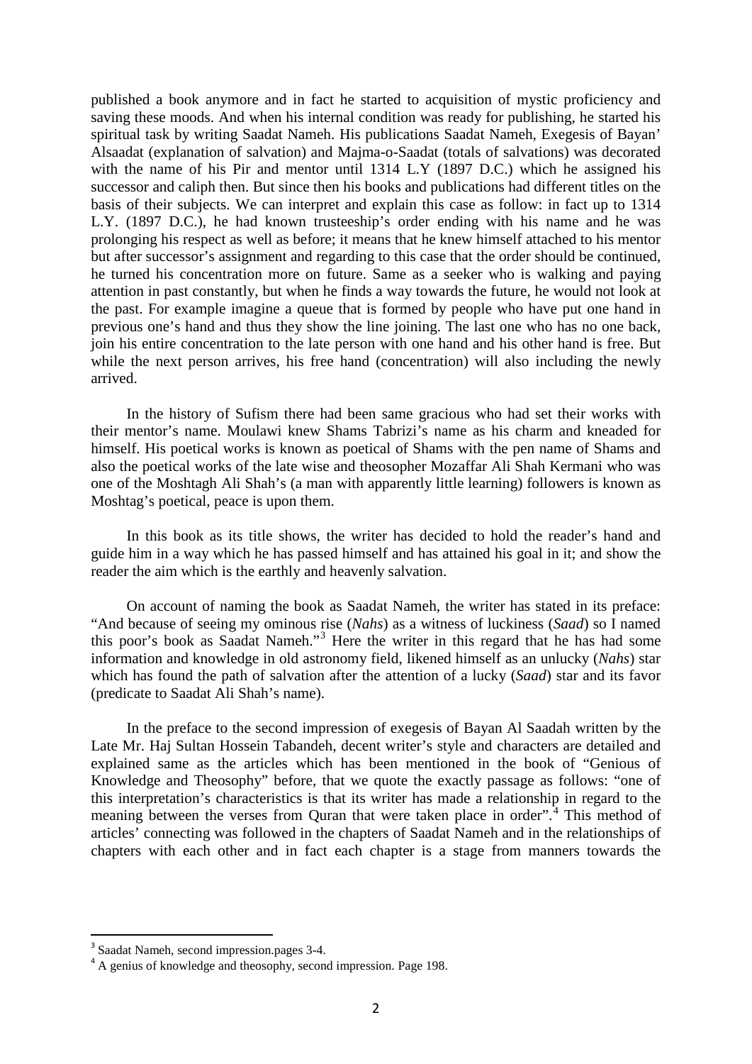published a book anymore and in fact he started to acquisition of mystic proficiency and saving these moods. And when his internal condition was ready for publishing, he started his spiritual task by writing Saadat Nameh. His publications Saadat Nameh, Exegesis of Bayan' Alsaadat (explanation of salvation) and Majma-o-Saadat (totals of salvations) was decorated with the name of his Pir and mentor until 1314 L.Y (1897 D.C.) which he assigned his successor and caliph then. But since then his books and publications had different titles on the basis of their subjects. We can interpret and explain this case as follow: in fact up to 1314 L.Y. (1897 D.C.), he had known trusteeship's order ending with his name and he was prolonging his respect as well as before; it means that he knew himself attached to his mentor but after successor's assignment and regarding to this case that the order should be continued, he turned his concentration more on future. Same as a seeker who is walking and paying attention in past constantly, but when he finds a way towards the future, he would not look at the past. For example imagine a queue that is formed by people who have put one hand in previous one's hand and thus they show the line joining. The last one who has no one back, join his entire concentration to the late person with one hand and his other hand is free. But while the next person arrives, his free hand (concentration) will also including the newly arrived.

In the history of Sufism there had been same gracious who had set their works with their mentor's name. Moulawi knew Shams Tabrizi's name as his charm and kneaded for himself. His poetical works is known as poetical of Shams with the pen name of Shams and also the poetical works of the late wise and theosopher Mozaffar Ali Shah Kermani who was one of the Moshtagh Ali Shah's (a man with apparently little learning) followers is known as Moshtag's poetical, peace is upon them.

In this book as its title shows, the writer has decided to hold the reader's hand and guide him in a way which he has passed himself and has attained his goal in it; and show the reader the aim which is the earthly and heavenly salvation.

On account of naming the book as Saadat Nameh, the writer has stated in its preface: "And because of seeing my ominous rise (*Nahs*) as a witness of luckiness (*Saad*) so I named this poor's book as Saadat Nameh."[3] Here the writer in this regard that he has had some information and knowledge in old astronomy field, likened himself as an unlucky (*Nahs*) star which has found the path of salvation after the attention of a lucky (*Saad*) star and its favor (predicate to Saadat Ali Shah's name).

In the preface to the second impression of exegesis of Bayan Al Saadah written by the Late Mr. Haj Sultan Hossein Tabandeh, decent writer's style and characters are detailed and explained same as the articles which has been mentioned in the book of "Genious of Knowledge and Theosophy" before, that we quote the exactly passage as follows: "one of this interpretation's characteristics is that its writer has made a relationship in regard to the meaning between the verses from Quran that were taken place in order".[4] This method of articles' connecting was followed in the chapters of Saadat Nameh and in the relationships of chapters with each other and in fact each chapter is a stage from manners towards the

---

[3] Saadat Nameh, second impression.pages 3-4.

[4] A genius of knowledge and theosophy, second impression. Page 198.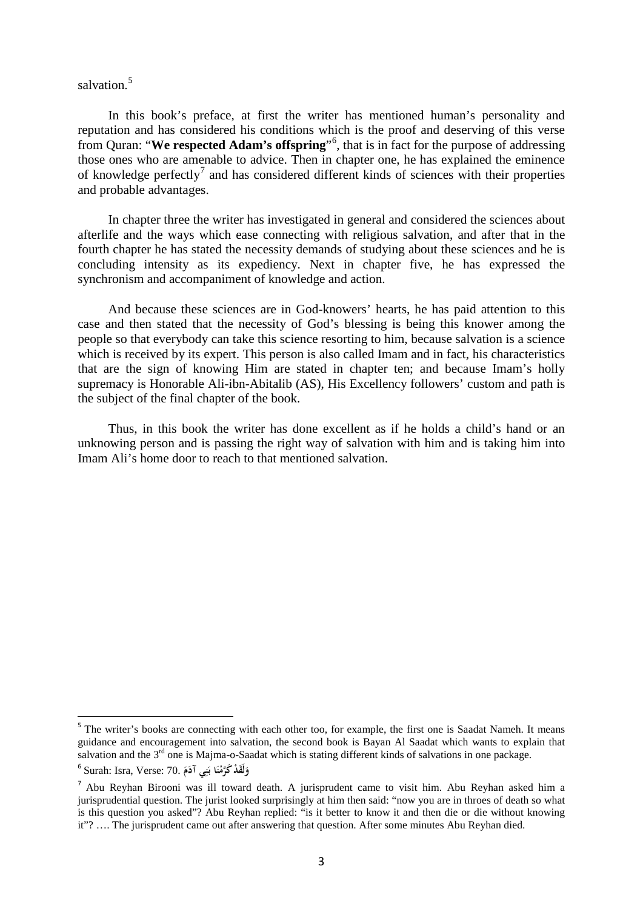salvation.[5]

In this book's preface, at first the writer has mentioned human's personality and reputation and has considered his conditions which is the proof and deserving of this verse from Quran: "**We respected Adam's offspring**"[6], that is in fact for the purpose of addressing those ones who are amenable to advice. Then in chapter one, he has explained the eminence of knowledge perfectly[7] and has considered different kinds of sciences with their properties and probable advantages.

In chapter three the writer has investigated in general and considered the sciences about afterlife and the ways which ease connecting with religious salvation, and after that in the fourth chapter he has stated the necessity demands of studying about these sciences and he is concluding intensity as its expediency. Next in chapter five, he has expressed the synchronism and accompaniment of knowledge and action.

And because these sciences are in God-knowers' hearts, he has paid attention to this case and then stated that the necessity of God's blessing is being this knower among the people so that everybody can take this science resorting to him, because salvation is a science which is received by its expert. This person is also called Imam and in fact, his characteristics that are the sign of knowing Him are stated in chapter ten; and because Imam's holly supremacy is Honorable Ali-ibn-Abitalib (AS), His Excellency followers' custom and path is the subject of the final chapter of the book.

Thus, in this book the writer has done excellent as if he holds a child's hand or an unknowing person and is passing the right way of salvation with him and is taking him into Imam Ali's home door to reach to that mentioned salvation.

---

[5] The writer's books are connecting with each other too, for example, the first one is Saadat Nameh. It means guidance and encouragement into salvation, the second book is Bayan Al Saadat which wants to explain that salvation and the 3rd one is Majma-o-Saadat which is stating different kinds of salvations in one package.

[6] Surah: Isra, Verse: 70. وَلَقَدْ كَرَّمْنَا بَنِي آدَمَ

[7] Abu Reyhan Birooni was ill toward death. A jurisprudent came to visit him. Abu Reyhan asked him a jurisprudential question. The jurist looked surprisingly at him then said: "now you are in throes of death so what is this question you asked"? Abu Reyhan replied: "is it better to know it and then die or die without knowing it"? …. The jurisprudent came out after answering that question. After some minutes Abu Reyhan died.